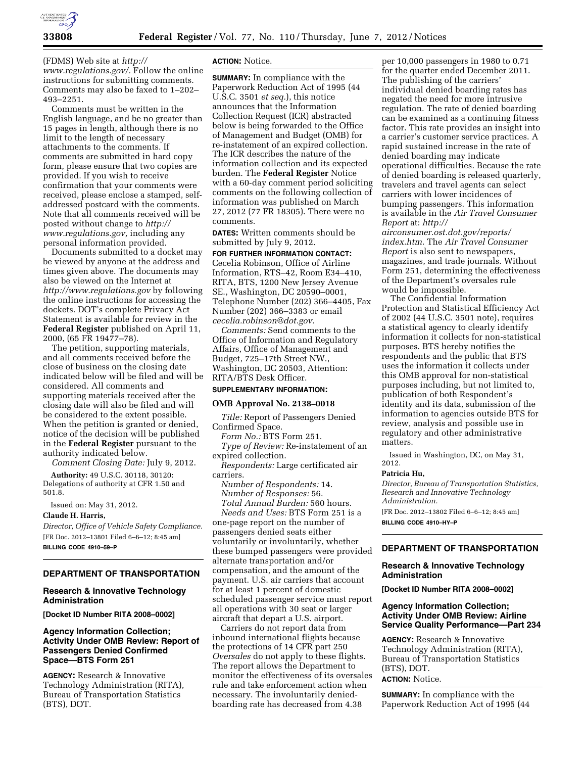(FDMS) Web site at *http://www.regulations.gov/.* Follow the online instructions for submitting comments. Comments may also be faxed to 1–202–493–2251.

Comments must be written in the English language, and be no greater than 15 pages in length, although there is no limit to the length of necessary attachments to the comments. If comments are submitted in hard copy form, please ensure that two copies are provided. If you wish to receive confirmation that your comments were received, please enclose a stamped, self-addressed postcard with the comments. Note that all comments received will be posted without change to *http://www.regulations.gov,* including any personal information provided.

Documents submitted to a docket may be viewed by anyone at the address and times given above. The documents may also be viewed on the Internet at *http://www.regulations.gov* by following the online instructions for accessing the dockets. DOT's complete Privacy Act Statement is available for review in the **Federal Register** published on April 11, 2000, (65 FR 19477–78).

The petition, supporting materials, and all comments received before the close of business on the closing date indicated below will be filed and will be considered. All comments and supporting materials received after the closing date will also be filed and will be considered to the extent possible. When the petition is granted or denied, notice of the decision will be published in the **Federal Register** pursuant to the authority indicated below.

*Comment Closing Date:* July 9, 2012.

**Authority:** 49 U.S.C. 30118, 30120: Delegations of authority at CFR 1.50 and 501.8.

Issued on: May 31, 2012.

**Claude H. Harris,**

*Director, Office of Vehicle Safety Compliance.*

[FR Doc. 2012–13801 Filed 6–6–12; 8:45 am]

**BILLING CODE 4910–59–P**

---

## DEPARTMENT OF TRANSPORTATION

### Research & Innovative Technology Administration

**[Docket ID Number RITA 2008–0002]**

### Agency Information Collection; Activity Under OMB Review: Report of Passengers Denied Confirmed Space—BTS Form 251

**AGENCY:** Research & Innovative Technology Administration (RITA), Bureau of Transportation Statistics (BTS), DOT.

**ACTION:** Notice.

**SUMMARY:** In compliance with the Paperwork Reduction Act of 1995 (44 U.S.C. 3501 *et seq.*), this notice announces that the Information Collection Request (ICR) abstracted below is being forwarded to the Office of Management and Budget (OMB) for re-instatement of an expired collection. The ICR describes the nature of the information collection and its expected burden. The **Federal Register** Notice with a 60-day comment period soliciting comments on the following collection of information was published on March 27, 2012 (77 FR 18305). There were no comments.

**DATES:** Written comments should be submitted by July 9, 2012.

**FOR FURTHER INFORMATION CONTACT:** Cecelia Robinson, Office of Airline Information, RTS–42, Room E34–410, RITA, BTS, 1200 New Jersey Avenue SE., Washington, DC 20590–0001, Telephone Number (202) 366–4405, Fax Number (202) 366–3383 or email *cecelia.robinson@dot.gov.*

*Comments:* Send comments to the Office of Information and Regulatory Affairs, Office of Management and Budget, 725–17th Street NW., Washington, DC 20503, Attention: RITA/BTS Desk Officer.

**SUPPLEMENTARY INFORMATION:**

**OMB Approval No. 2138–0018**

*Title:* Report of Passengers Denied Confirmed Space.

*Form No.:* BTS Form 251.

*Type of Review:* Re-instatement of an expired collection.

*Respondents:* Large certificated air carriers.

*Number of Respondents:* 14.

*Number of Responses:* 56.

*Total Annual Burden:* 560 hours.

*Needs and Uses:* BTS Form 251 is a one-page report on the number of passengers denied seats either voluntarily or involuntarily, whether these bumped passengers were provided alternate transportation and/or compensation, and the amount of the payment. U.S. air carriers that account for at least 1 percent of domestic scheduled passenger service must report all operations with 30 seat or larger aircraft that depart a U.S. airport.

Carriers do not report data from inbound international flights because the protections of 14 CFR part 250 *Oversales* do not apply to these flights. The report allows the Department to monitor the effectiveness of its oversales rule and take enforcement action when necessary. The involuntarily denied-boarding rate has decreased from 4.38 per 10,000 passengers in 1980 to 0.71 for the quarter ended December 2011. The publishing of the carriers' individual denied boarding rates has negated the need for more intrusive regulation. The rate of denied boarding can be examined as a continuing fitness factor. This rate provides an insight into a carrier's customer service practices. A rapid sustained increase in the rate of denied boarding may indicate operational difficulties. Because the rate of denied boarding is released quarterly, travelers and travel agents can select carriers with lower incidences of bumping passengers. This information is available in the *Air Travel Consumer Report* at: *http://airconsumer.ost.dot.gov/reports/index.htm.* The *Air Travel Consumer Report* is also sent to newspapers, magazines, and trade journals. Without Form 251, determining the effectiveness of the Department's oversales rule would be impossible.

The Confidential Information Protection and Statistical Efficiency Act of 2002 (44 U.S.C. 3501 note), requires a statistical agency to clearly identify information it collects for non-statistical purposes. BTS hereby notifies the respondents and the public that BTS uses the information it collects under this OMB approval for non-statistical purposes including, but not limited to, publication of both Respondent's identity and its data, submission of the information to agencies outside BTS for review, analysis and possible use in regulatory and other administrative matters.

Issued in Washington, DC, on May 31, 2012.

**Patricia Hu,**

*Director, Bureau of Transportation Statistics, Research and Innovative Technology Administration.*

[FR Doc. 2012–13802 Filed 6–6–12; 8:45 am]

**BILLING CODE 4910–HY–P**

---

## DEPARTMENT OF TRANSPORTATION

### Research & Innovative Technology Administration

**[Docket ID Number RITA 2008–0002]**

### Agency Information Collection; Activity Under OMB Review: Airline Service Quality Performance—Part 234

**AGENCY:** Research & Innovative Technology Administration (RITA), Bureau of Transportation Statistics (BTS), DOT.

**ACTION:** Notice.

**SUMMARY:** In compliance with the Paperwork Reduction Act of 1995 (44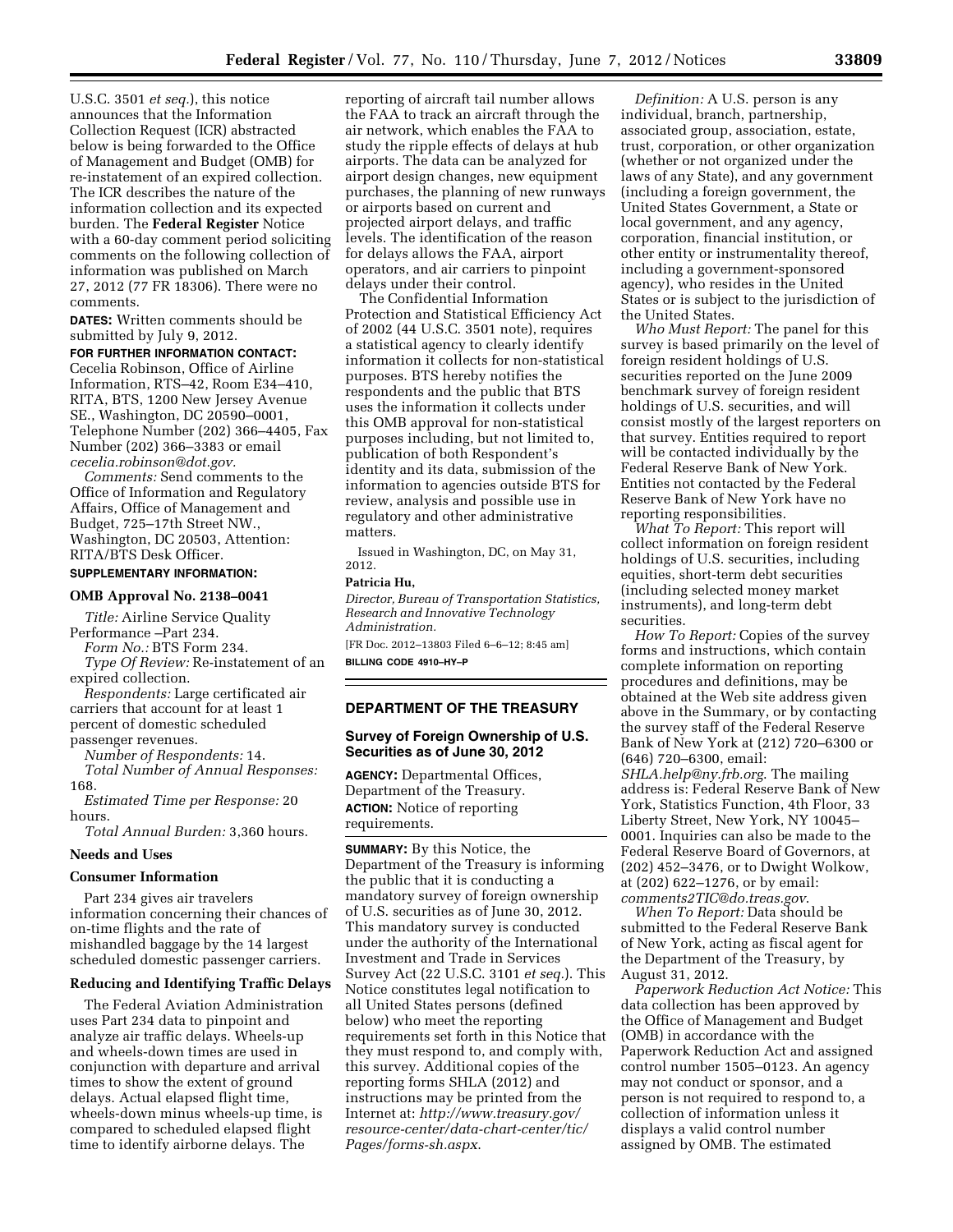U.S.C. 3501 *et seq.*), this notice announces that the Information Collection Request (ICR) abstracted below is being forwarded to the Office of Management and Budget (OMB) for re-instatement of an expired collection. The ICR describes the nature of the information collection and its expected burden. The **Federal Register** Notice with a 60-day comment period soliciting comments on the following collection of information was published on March 27, 2012 (77 FR 18306). There were no comments.

**DATES:** Written comments should be submitted by July 9, 2012.

**FOR FURTHER INFORMATION CONTACT:** Cecelia Robinson, Office of Airline Information, RTS–42, Room E34–410, RITA, BTS, 1200 New Jersey Avenue SE., Washington, DC 20590–0001, Telephone Number (202) 366–4405, Fax Number (202) 366–3383 or email *cecelia.robinson@dot.gov.*

*Comments:* Send comments to the Office of Information and Regulatory Affairs, Office of Management and Budget, 725–17th Street NW., Washington, DC 20503, Attention: RITA/BTS Desk Officer.

**SUPPLEMENTARY INFORMATION:**

## OMB Approval No. 2138–0041

*Title:* Airline Service Quality Performance –Part 234.

*Form No.:* BTS Form 234.

*Type Of Review:* Re-instatement of an expired collection.

*Respondents:* Large certificated air carriers that account for at least 1 percent of domestic scheduled passenger revenues.

*Number of Respondents:* 14.

*Total Number of Annual Responses:* 168.

*Estimated Time per Response:* 20 hours.

*Total Annual Burden:* 3,360 hours.

## Needs and Uses

### Consumer Information

Part 234 gives air travelers information concerning their chances of on-time flights and the rate of mishandled baggage by the 14 largest scheduled domestic passenger carriers.

### Reducing and Identifying Traffic Delays

The Federal Aviation Administration uses Part 234 data to pinpoint and analyze air traffic delays. Wheels-up and wheels-down times are used in conjunction with departure and arrival times to show the extent of ground delays. Actual elapsed flight time, wheels-down minus wheels-up time, is compared to scheduled elapsed flight time to identify airborne delays. The reporting of aircraft tail number allows the FAA to track an aircraft through the air network, which enables the FAA to study the ripple effects of delays at hub airports. The data can be analyzed for airport design changes, new equipment purchases, the planning of new runways or airports based on current and projected airport delays, and traffic levels. The identification of the reason for delays allows the FAA, airport operators, and air carriers to pinpoint delays under their control.

The Confidential Information Protection and Statistical Efficiency Act of 2002 (44 U.S.C. 3501 note), requires a statistical agency to clearly identify information it collects for non-statistical purposes. BTS hereby notifies the respondents and the public that BTS uses the information it collects under this OMB approval for non-statistical purposes including, but not limited to, publication of both Respondent's identity and its data, submission of the information to agencies outside BTS for review, analysis and possible use in regulatory and other administrative matters.

Issued in Washington, DC, on May 31, 2012.

**Patricia Hu,**

*Director, Bureau of Transportation Statistics, Research and Innovative Technology Administration.*

[FR Doc. 2012–13803 Filed 6–6–12; 8:45 am]

**BILLING CODE 4910–HY–P**

# DEPARTMENT OF THE TREASURY

## Survey of Foreign Ownership of U.S. Securities as of June 30, 2012

**AGENCY:** Departmental Offices, Department of the Treasury.

**ACTION:** Notice of reporting requirements.

**SUMMARY:** By this Notice, the Department of the Treasury is informing the public that it is conducting a mandatory survey of foreign ownership of U.S. securities as of June 30, 2012. This mandatory survey is conducted under the authority of the International Investment and Trade in Services Survey Act (22 U.S.C. 3101 *et seq.*). This Notice constitutes legal notification to all United States persons (defined below) who meet the reporting requirements set forth in this Notice that they must respond to, and comply with, this survey. Additional copies of the reporting forms SHLA (2012) and instructions may be printed from the Internet at: *http://www.treasury.gov/resource-center/data-chart-center/tic/Pages/forms-sh.aspx.*

*Definition:* A U.S. person is any individual, branch, partnership, associated group, association, estate, trust, corporation, or other organization (whether or not organized under the laws of any State), and any government (including a foreign government, the United States Government, a State or local government, and any agency, corporation, financial institution, or other entity or instrumentality thereof, including a government-sponsored agency), who resides in the United States or is subject to the jurisdiction of the United States.

*Who Must Report:* The panel for this survey is based primarily on the level of foreign resident holdings of U.S. securities reported on the June 2009 benchmark survey of foreign resident holdings of U.S. securities, and will consist mostly of the largest reporters on that survey. Entities required to report will be contacted individually by the Federal Reserve Bank of New York. Entities not contacted by the Federal Reserve Bank of New York have no reporting responsibilities.

*What To Report:* This report will collect information on foreign resident holdings of U.S. securities, including equities, short-term debt securities (including selected money market instruments), and long-term debt securities.

*How To Report:* Copies of the survey forms and instructions, which contain complete information on reporting procedures and definitions, may be obtained at the Web site address given above in the Summary, or by contacting the survey staff of the Federal Reserve Bank of New York at (212) 720–6300 or (646) 720–6300, email: *SHLA.help@ny.frb.org*. The mailing address is: Federal Reserve Bank of New York, Statistics Function, 4th Floor, 33 Liberty Street, New York, NY 10045–0001. Inquiries can also be made to the Federal Reserve Board of Governors, at (202) 452–3476, or to Dwight Wolkow, at (202) 622–1276, or by email: *comments2TIC@do.treas.gov*.

*When To Report:* Data should be submitted to the Federal Reserve Bank of New York, acting as fiscal agent for the Department of the Treasury, by August 31, 2012.

*Paperwork Reduction Act Notice:* This data collection has been approved by the Office of Management and Budget (OMB) in accordance with the Paperwork Reduction Act and assigned control number 1505–0123. An agency may not conduct or sponsor, and a person is not required to respond to, a collection of information unless it displays a valid control number assigned by OMB. The estimated